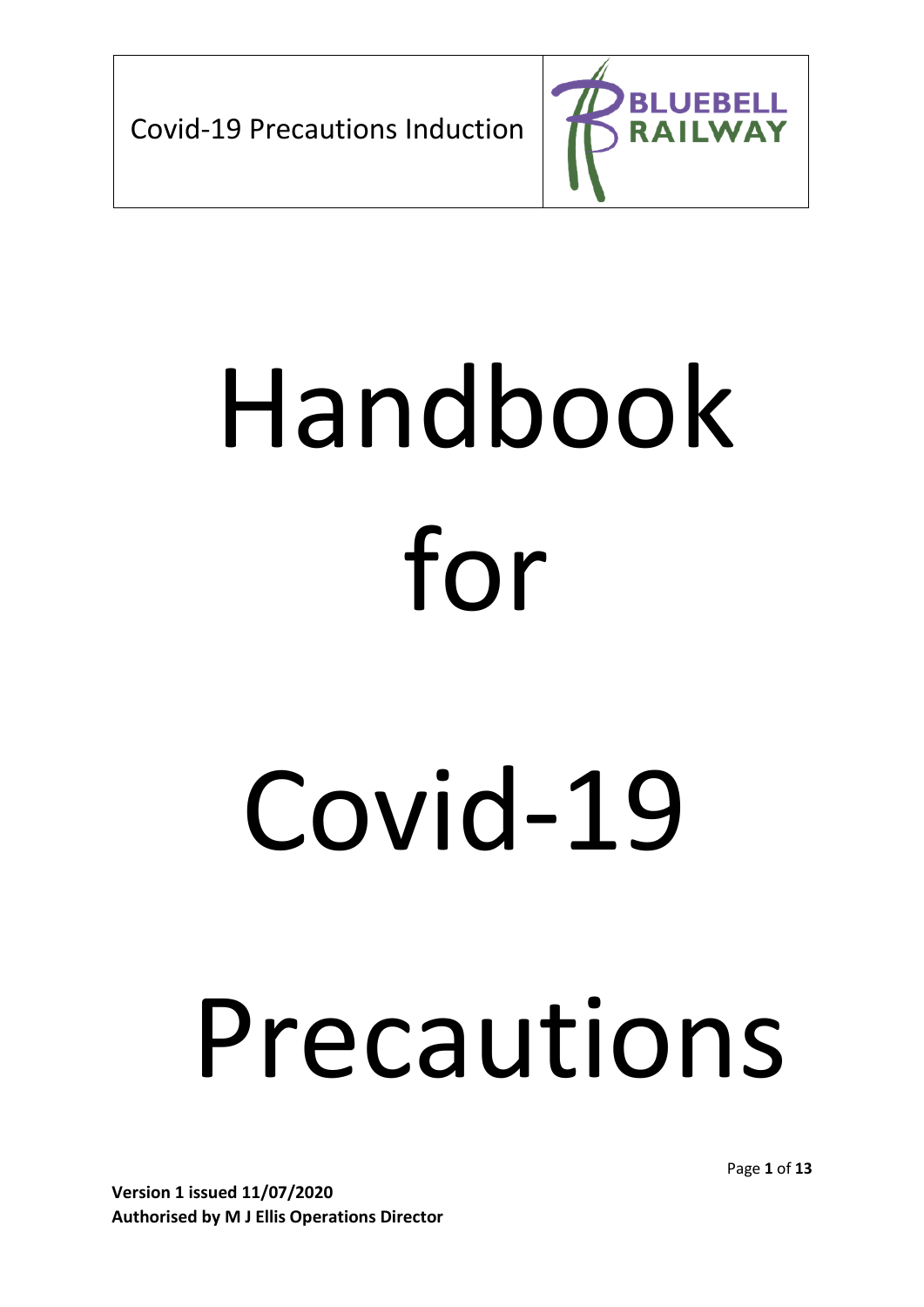| Covid-19 Precautions Induction | BLUEBELL RAILWAY |
| --- | --- |

# Handbook for Covid-19 Precautions

**Version 1 issued 11/07/2020**
**Authorised by M J Ellis Operations Director**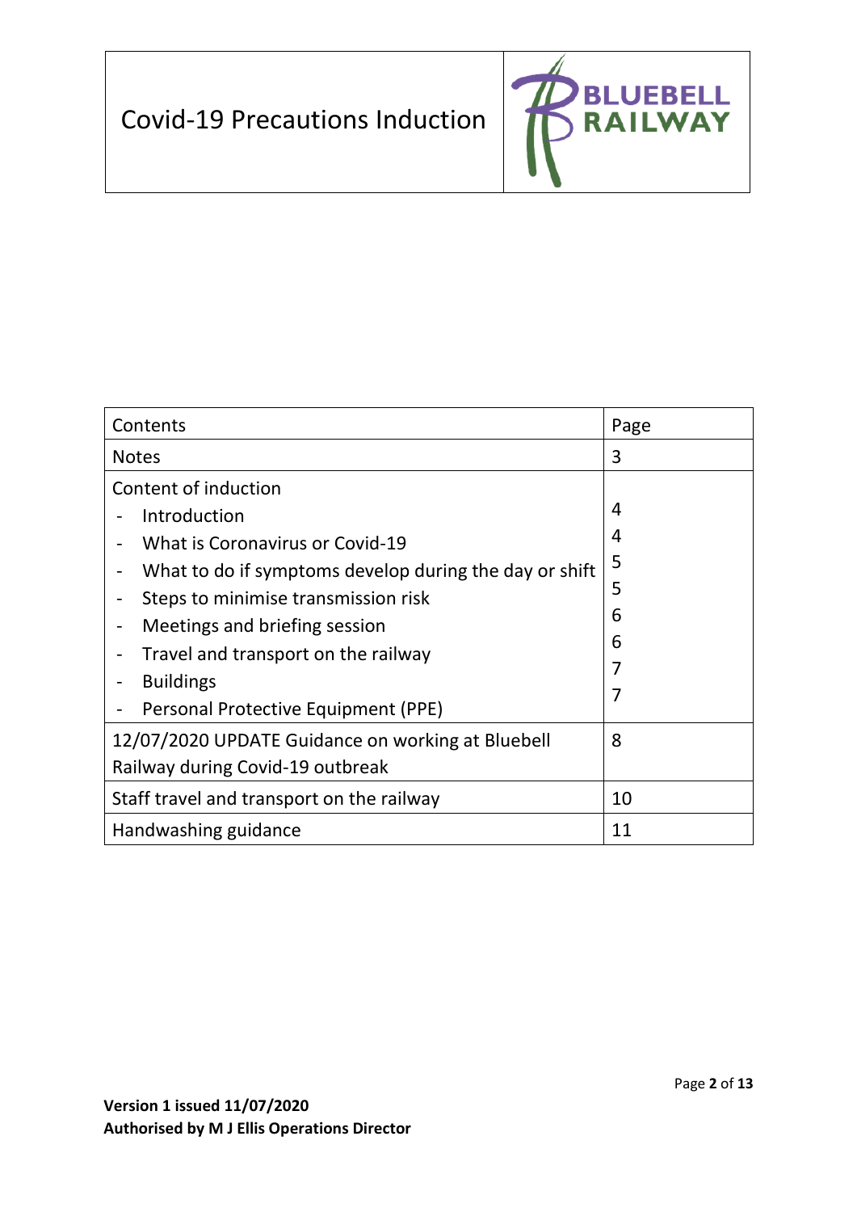# Covid-19 Precautions Induction

| Contents | Page |
|---|---|
| Notes | 3 |
| Content of induction | |
| - Introduction | 4 |
| - What is Coronavirus or Covid-19 | 4 |
| - What to do if symptoms develop during the day or shift | 5 |
| - Steps to minimise transmission risk | 5 |
| - Meetings and briefing session | 6 |
| - Travel and transport on the railway | 6 |
| - Buildings | 7 |
| - Personal Protective Equipment (PPE) | 7 |
| 12/07/2020 UPDATE Guidance on working at Bluebell Railway during Covid-19 outbreak | 8 |
| Staff travel and transport on the railway | 10 |
| Handwashing guidance | 11 |

**Version 1 issued 11/07/2020**
**Authorised by M J Ellis Operations Director**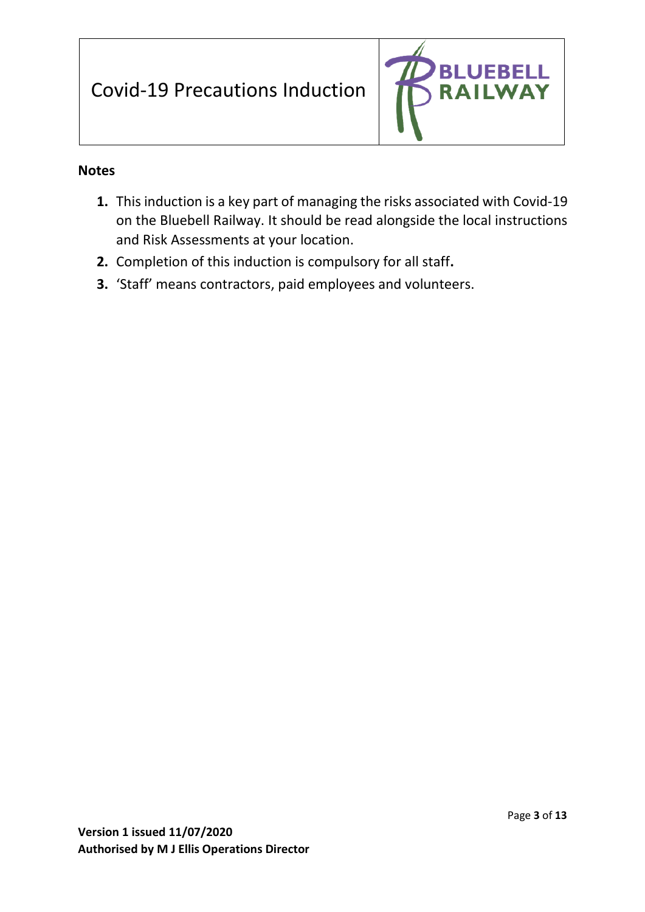## Notes

1. This induction is a key part of managing the risks associated with Covid-19 on the Bluebell Railway. It should be read alongside the local instructions and Risk Assessments at your location.
2. Completion of this induction is compulsory for all staff.
3. 'Staff' means contractors, paid employees and volunteers.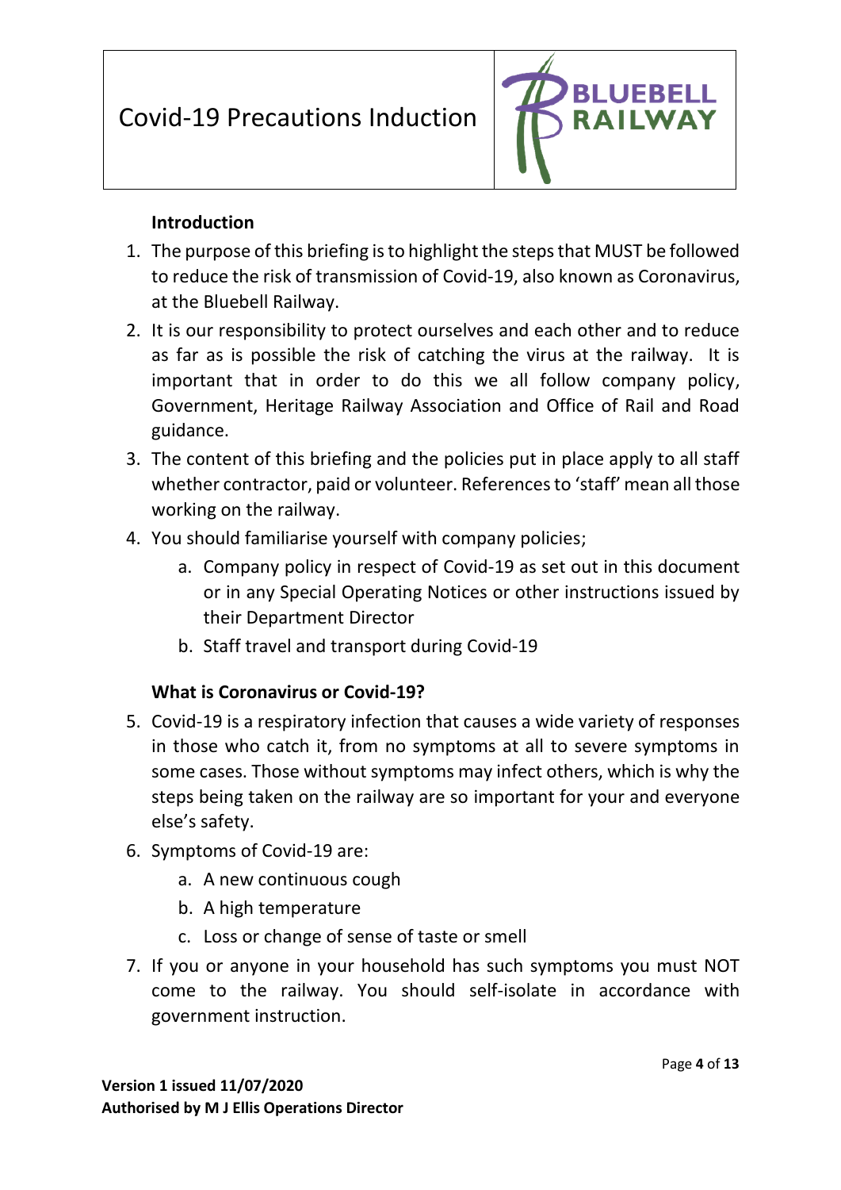## Introduction

1. The purpose of this briefing is to highlight the steps that MUST be followed to reduce the risk of transmission of Covid-19, also known as Coronavirus, at the Bluebell Railway.
2. It is our responsibility to protect ourselves and each other and to reduce as far as is possible the risk of catching the virus at the railway. It is important that in order to do this we all follow company policy, Government, Heritage Railway Association and Office of Rail and Road guidance.
3. The content of this briefing and the policies put in place apply to all staff whether contractor, paid or volunteer. References to 'staff' mean all those working on the railway.
4. You should familiarise yourself with company policies;
    a. Company policy in respect of Covid-19 as set out in this document or in any Special Operating Notices or other instructions issued by their Department Director
    b. Staff travel and transport during Covid-19

## What is Coronavirus or Covid-19?

5. Covid-19 is a respiratory infection that causes a wide variety of responses in those who catch it, from no symptoms at all to severe symptoms in some cases. Those without symptoms may infect others, which is why the steps being taken on the railway are so important for your and everyone else's safety.
6. Symptoms of Covid-19 are:
    a. A new continuous cough
    b. A high temperature
    c. Loss or change of sense of taste or smell
7. If you or anyone in your household has such symptoms you must NOT come to the railway. You should self-isolate in accordance with government instruction.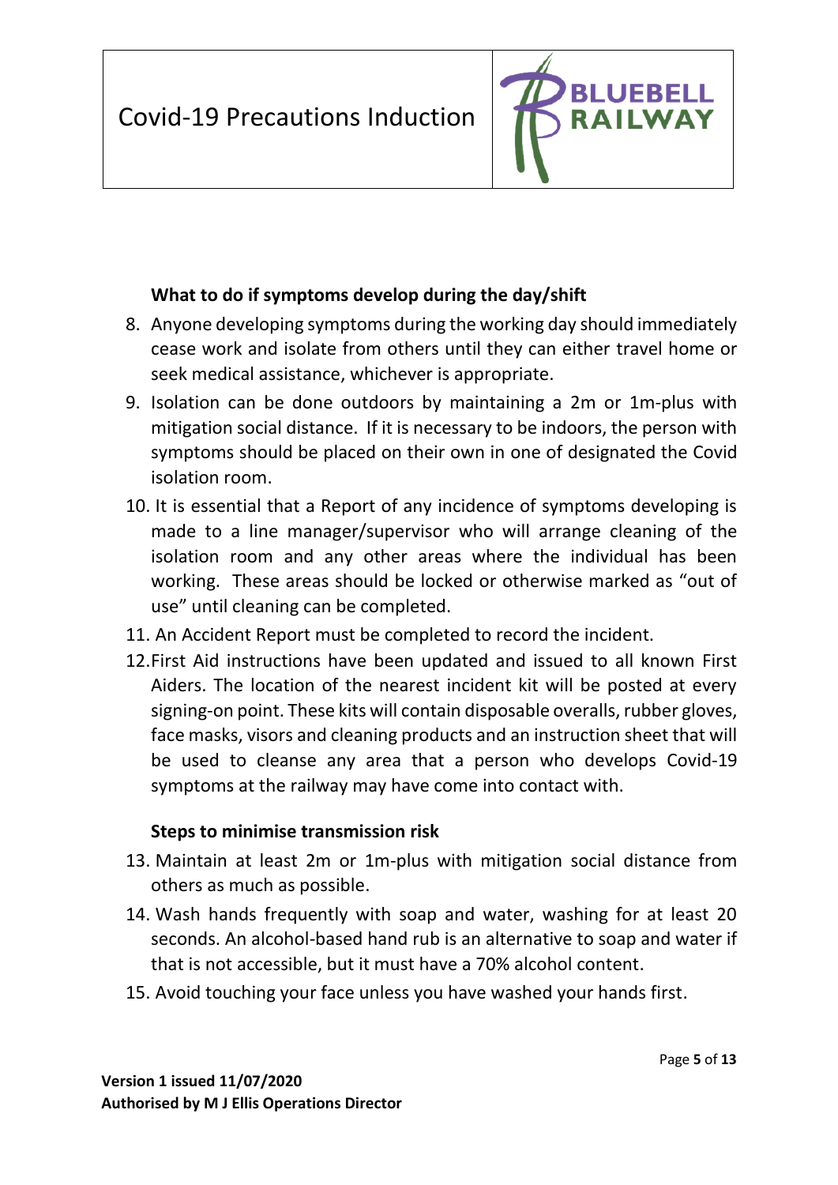### What to do if symptoms develop during the day/shift

8. Anyone developing symptoms during the working day should immediately cease work and isolate from others until they can either travel home or seek medical assistance, whichever is appropriate.
9. Isolation can be done outdoors by maintaining a 2m or 1m-plus with mitigation social distance. If it is necessary to be indoors, the person with symptoms should be placed on their own in one of designated the Covid isolation room.
10. It is essential that a Report of any incidence of symptoms developing is made to a line manager/supervisor who will arrange cleaning of the isolation room and any other areas where the individual has been working. These areas should be locked or otherwise marked as "out of use" until cleaning can be completed.
11. An Accident Report must be completed to record the incident.
12. First Aid instructions have been updated and issued to all known First Aiders. The location of the nearest incident kit will be posted at every signing-on point. These kits will contain disposable overalls, rubber gloves, face masks, visors and cleaning products and an instruction sheet that will be used to cleanse any area that a person who develops Covid-19 symptoms at the railway may have come into contact with.

### Steps to minimise transmission risk

13. Maintain at least 2m or 1m-plus with mitigation social distance from others as much as possible.
14. Wash hands frequently with soap and water, washing for at least 20 seconds. An alcohol-based hand rub is an alternative to soap and water if that is not accessible, but it must have a 70% alcohol content.
15. Avoid touching your face unless you have washed your hands first.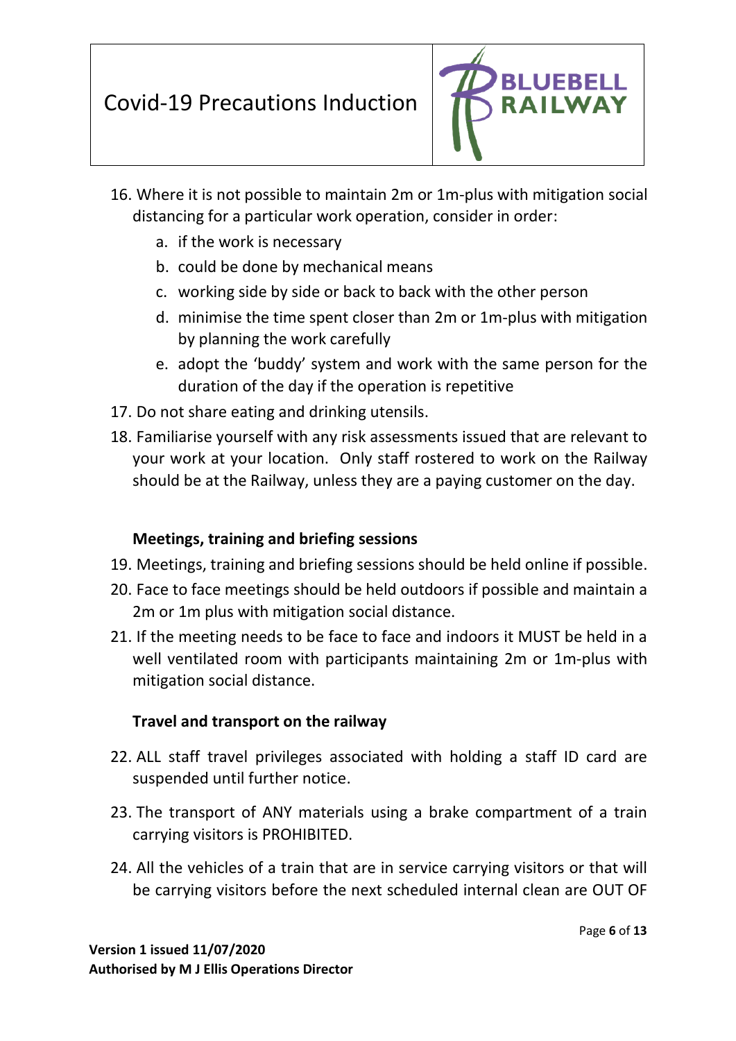16. Where it is not possible to maintain 2m or 1m-plus with mitigation social distancing for a particular work operation, consider in order:
    a. if the work is necessary
    b. could be done by mechanical means
    c. working side by side or back to back with the other person
    d. minimise the time spent closer than 2m or 1m-plus with mitigation by planning the work carefully
    e. adopt the 'buddy' system and work with the same person for the duration of the day if the operation is repetitive
17. Do not share eating and drinking utensils.
18. Familiarise yourself with any risk assessments issued that are relevant to your work at your location. Only staff rostered to work on the Railway should be at the Railway, unless they are a paying customer on the day.

**Meetings, training and briefing sessions**

19. Meetings, training and briefing sessions should be held online if possible.
20. Face to face meetings should be held outdoors if possible and maintain a 2m or 1m plus with mitigation social distance.
21. If the meeting needs to be face to face and indoors it MUST be held in a well ventilated room with participants maintaining 2m or 1m-plus with mitigation social distance.

**Travel and transport on the railway**

22. ALL staff travel privileges associated with holding a staff ID card are suspended until further notice.
23. The transport of ANY materials using a brake compartment of a train carrying visitors is PROHIBITED.
24. All the vehicles of a train that are in service carrying visitors or that will be carrying visitors before the next scheduled internal clean are OUT OF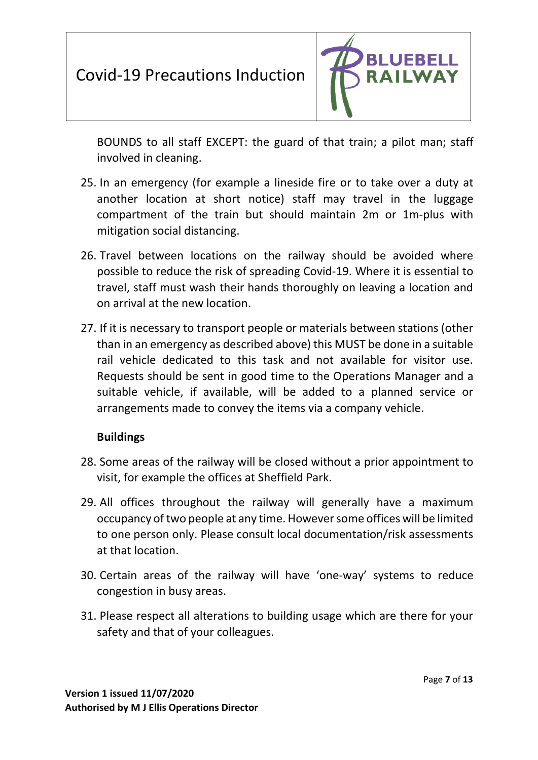BOUNDS to all staff EXCEPT: the guard of that train; a pilot man; staff involved in cleaning.

25. In an emergency (for example a lineside fire or to take over a duty at another location at short notice) staff may travel in the luggage compartment of the train but should maintain 2m or 1m-plus with mitigation social distancing.

26. Travel between locations on the railway should be avoided where possible to reduce the risk of spreading Covid-19. Where it is essential to travel, staff must wash their hands thoroughly on leaving a location and on arrival at the new location.

27. If it is necessary to transport people or materials between stations (other than in an emergency as described above) this MUST be done in a suitable rail vehicle dedicated to this task and not available for visitor use. Requests should be sent in good time to the Operations Manager and a suitable vehicle, if available, will be added to a planned service or arrangements made to convey the items via a company vehicle.

**Buildings**

28. Some areas of the railway will be closed without a prior appointment to visit, for example the offices at Sheffield Park.

29. All offices throughout the railway will generally have a maximum occupancy of two people at any time. However some offices will be limited to one person only. Please consult local documentation/risk assessments at that location.

30. Certain areas of the railway will have 'one-way' systems to reduce congestion in busy areas.

31. Please respect all alterations to building usage which are there for your safety and that of your colleagues.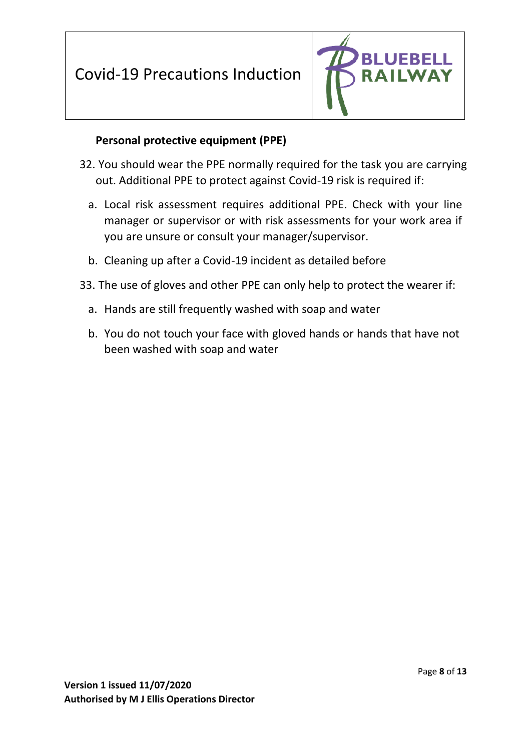### Personal protective equipment (PPE)

32. You should wear the PPE normally required for the task you are carrying out. Additional PPE to protect against Covid-19 risk is required if:

    a. Local risk assessment requires additional PPE. Check with your line manager or supervisor or with risk assessments for your work area if you are unsure or consult your manager/supervisor.

    b. Cleaning up after a Covid-19 incident as detailed before

33. The use of gloves and other PPE can only help to protect the wearer if:

    a. Hands are still frequently washed with soap and water

    b. You do not touch your face with gloved hands or hands that have not been washed with soap and water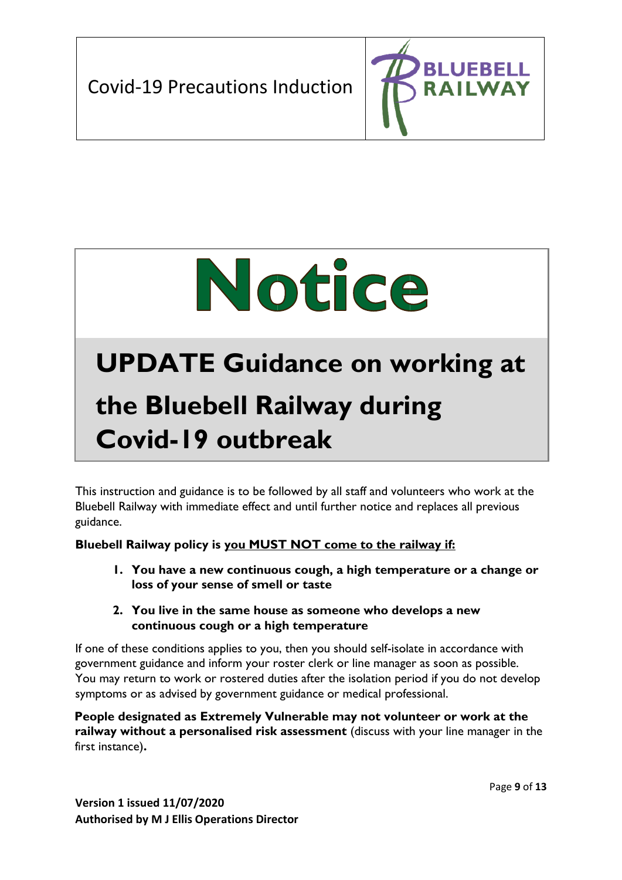Covid-19 Precautions Induction

BLUEBELL RAILWAY

# Notice

## UPDATE Guidance on working at the Bluebell Railway during Covid-19 outbreak

This instruction and guidance is to be followed by all staff and volunteers who work at the Bluebell Railway with immediate effect and until further notice and replaces all previous guidance.

**Bluebell Railway policy is <u>you MUST NOT come to the railway if:</u>**

1. **You have a new continuous cough, a high temperature or a change or loss of your sense of smell or taste**
2. **You live in the same house as someone who develops a new continuous cough or a high temperature**

If one of these conditions applies to you, then you should self-isolate in accordance with government guidance and inform your roster clerk or line manager as soon as possible. You may return to work or rostered duties after the isolation period if you do not develop symptoms or as advised by government guidance or medical professional.

**People designated as Extremely Vulnerable may not volunteer or work at the railway without a personalised risk assessment** (discuss with your line manager in the first instance)**.**

**Version 1 issued 11/07/2020**
**Authorised by M J Ellis Operations Director**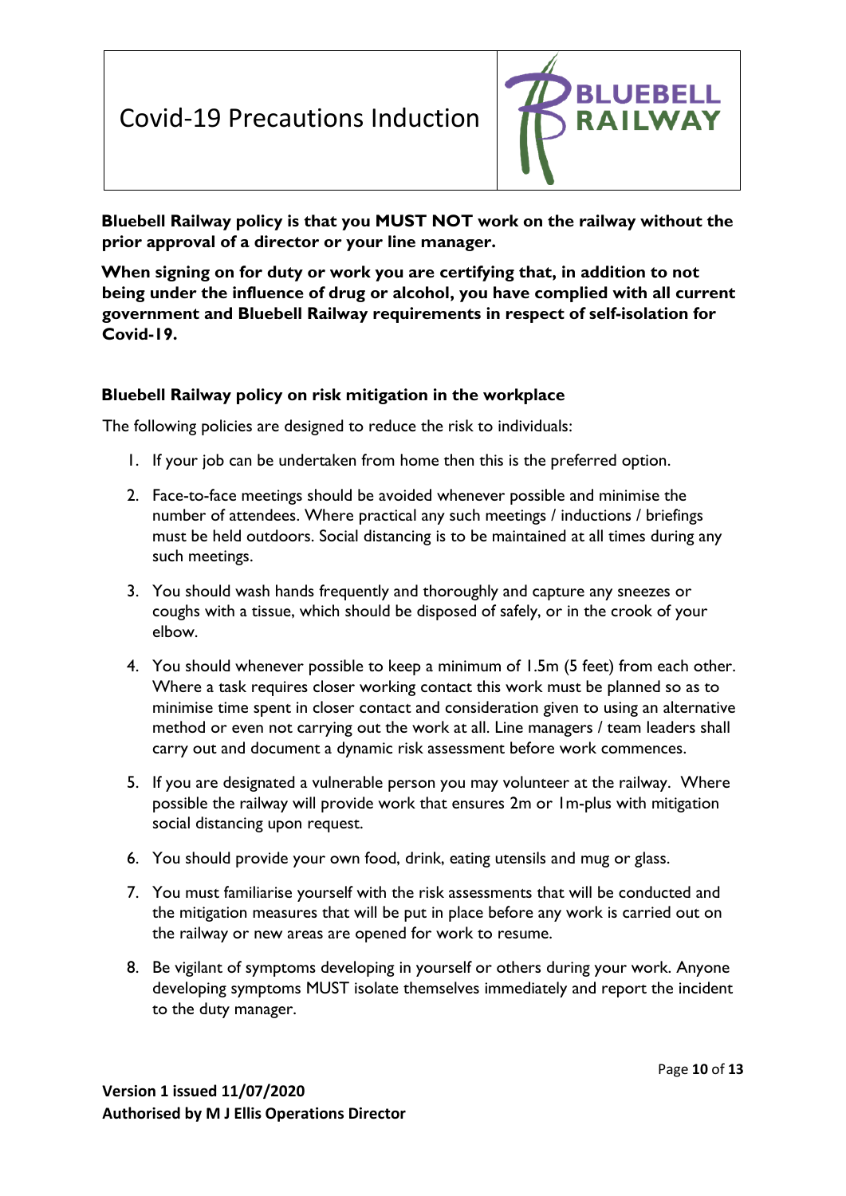# Covid-19 Precautions Induction

**Bluebell Railway policy is that you MUST NOT work on the railway without the prior approval of a director or your line manager.**

**When signing on for duty or work you are certifying that, in addition to not being under the influence of drug or alcohol, you have complied with all current government and Bluebell Railway requirements in respect of self-isolation for Covid-19.**

### Bluebell Railway policy on risk mitigation in the workplace

The following policies are designed to reduce the risk to individuals:

1. If your job can be undertaken from home then this is the preferred option.
2. Face-to-face meetings should be avoided whenever possible and minimise the number of attendees. Where practical any such meetings / inductions / briefings must be held outdoors. Social distancing is to be maintained at all times during any such meetings.
3. You should wash hands frequently and thoroughly and capture any sneezes or coughs with a tissue, which should be disposed of safely, or in the crook of your elbow.
4. You should whenever possible to keep a minimum of 1.5m (5 feet) from each other. Where a task requires closer working contact this work must be planned so as to minimise time spent in closer contact and consideration given to using an alternative method or even not carrying out the work at all. Line managers / team leaders shall carry out and document a dynamic risk assessment before work commences.
5. If you are designated a vulnerable person you may volunteer at the railway. Where possible the railway will provide work that ensures 2m or 1m-plus with mitigation social distancing upon request.
6. You should provide your own food, drink, eating utensils and mug or glass.
7. You must familiarise yourself with the risk assessments that will be conducted and the mitigation measures that will be put in place before any work is carried out on the railway or new areas are opened for work to resume.
8. Be vigilant of symptoms developing in yourself or others during your work. Anyone developing symptoms MUST isolate themselves immediately and report the incident to the duty manager.

**Version 1 issued 11/07/2020**
**Authorised by M J Ellis Operations Director**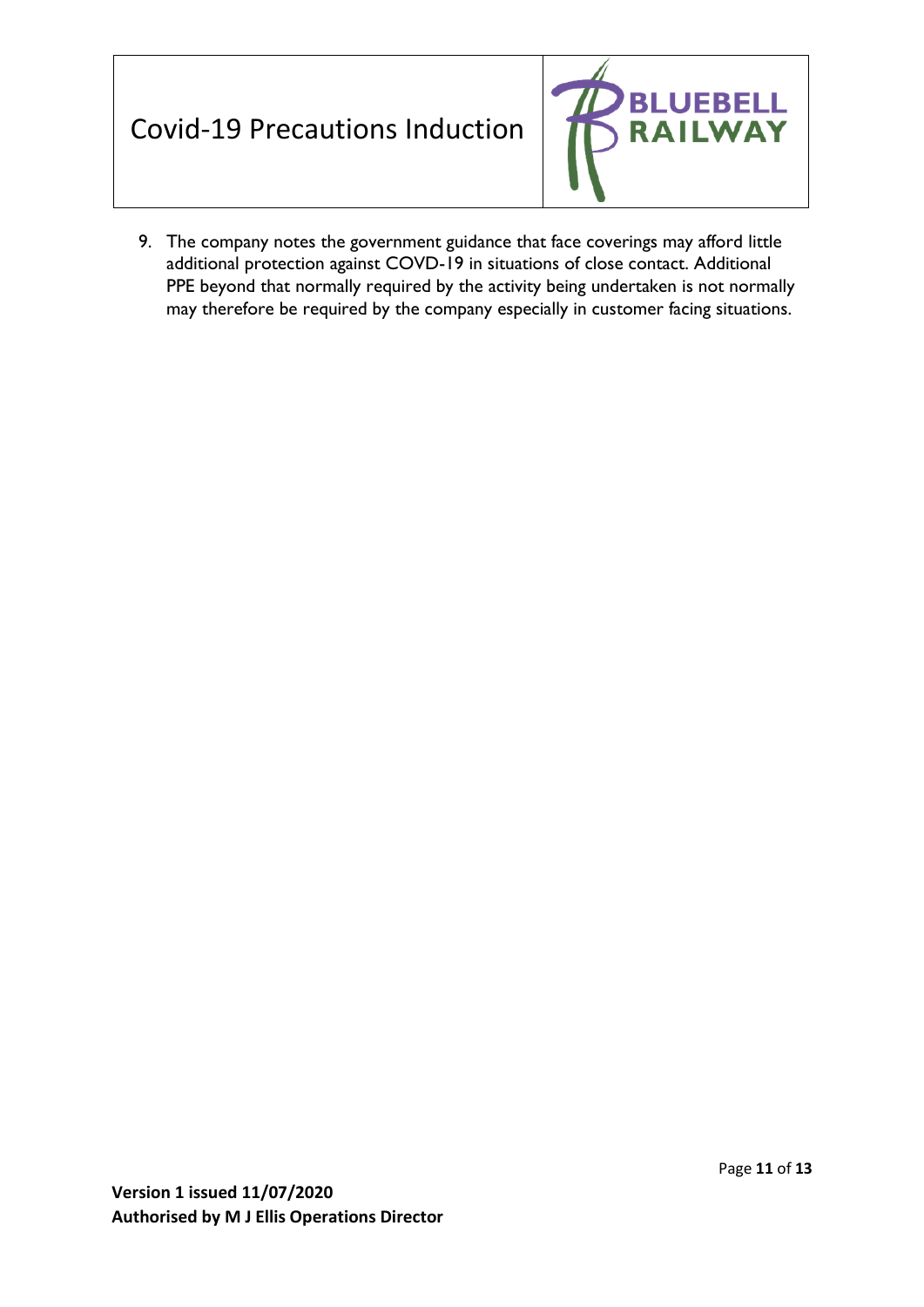9. The company notes the government guidance that face coverings may afford little additional protection against COVD-19 in situations of close contact. Additional PPE beyond that normally required by the activity being undertaken is not normally may therefore be required by the company especially in customer facing situations.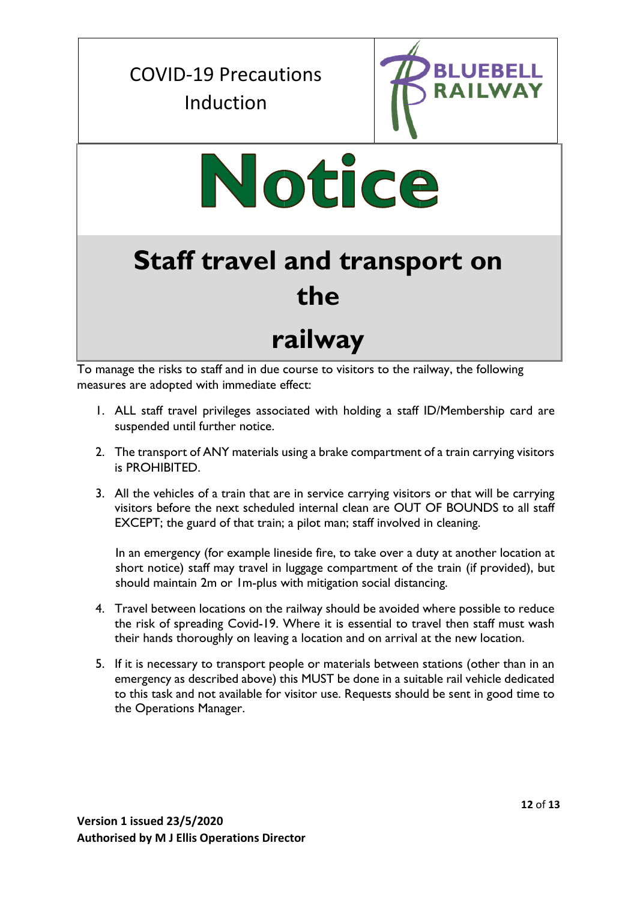COVID-19 Precautions Induction

BLUEBELL RAILWAY

# Notice

## Staff travel and transport on the railway

To manage the risks to staff and in due course to visitors to the railway, the following measures are adopted with immediate effect:

1. ALL staff travel privileges associated with holding a staff ID/Membership card are suspended until further notice.
2. The transport of ANY materials using a brake compartment of a train carrying visitors is PROHIBITED.
3. All the vehicles of a train that are in service carrying visitors or that will be carrying visitors before the next scheduled internal clean are OUT OF BOUNDS to all staff EXCEPT; the guard of that train; a pilot man; staff involved in cleaning.

   In an emergency (for example lineside fire, to take over a duty at another location at short notice) staff may travel in luggage compartment of the train (if provided), but should maintain 2m or 1m-plus with mitigation social distancing.
4. Travel between locations on the railway should be avoided where possible to reduce the risk of spreading Covid-19. Where it is essential to travel then staff must wash their hands thoroughly on leaving a location and on arrival at the new location.
5. If it is necessary to transport people or materials between stations (other than in an emergency as described above) this MUST be done in a suitable rail vehicle dedicated to this task and not available for visitor use. Requests should be sent in good time to the Operations Manager.

**Version 1 issued 23/5/2020**
**Authorised by M J Ellis Operations Director**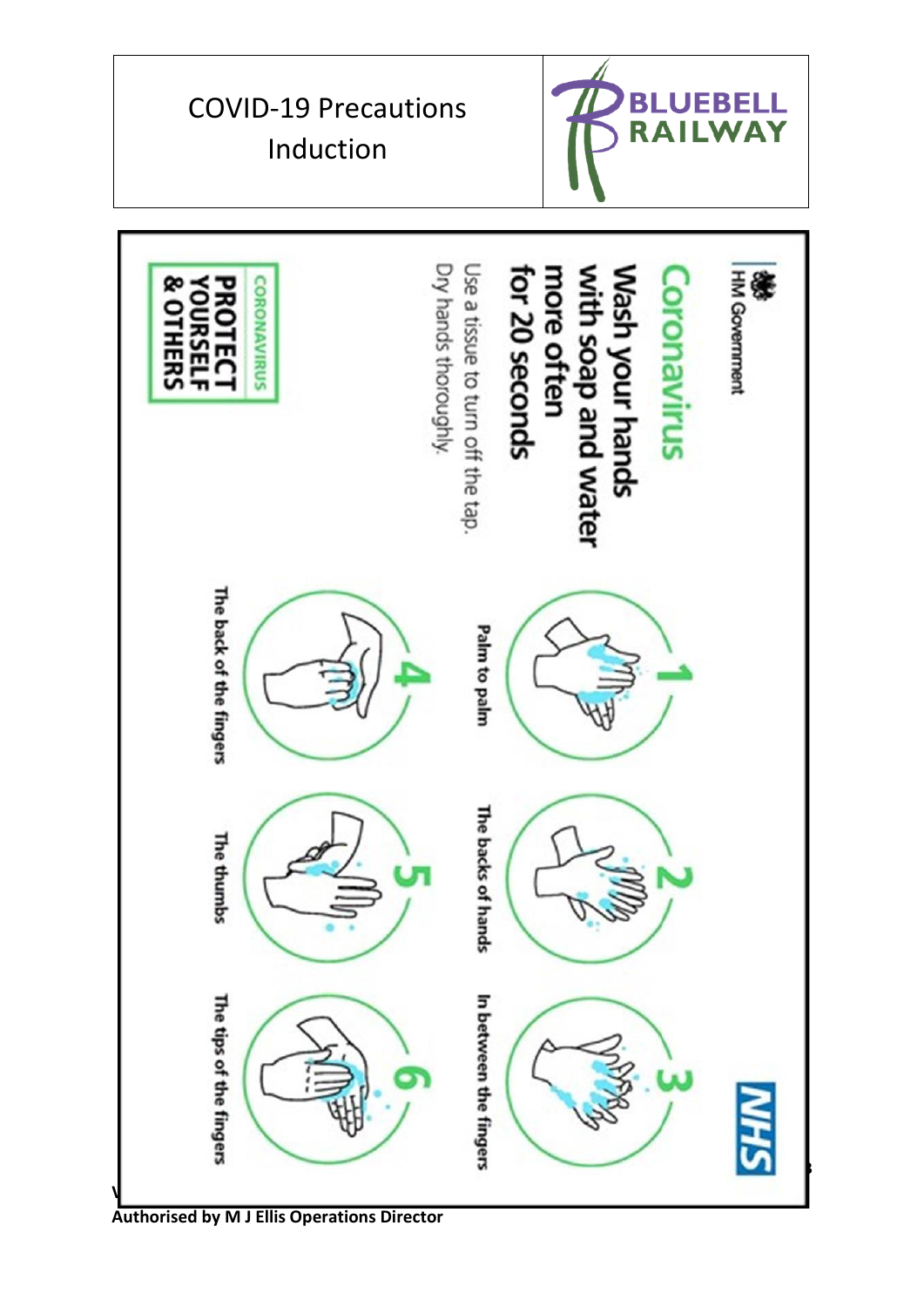COVID-19 Precautions Induction

BLUEBELL RAILWAY

HM Government

# Coronavirus

## Wash your hands with soap and water more often for 20 seconds

Use a tissue to turn off the tap.
Dry hands thoroughly.

1. Palm to palm
2. The backs of hands
3. In between the fingers
4. The back of the fingers
5. The thumbs
6. The tips of the fingers

NHS

CORONAVIRUS
**PROTECT YOURSELF & OTHERS**

**Authorised by M J Ellis Operations Director**